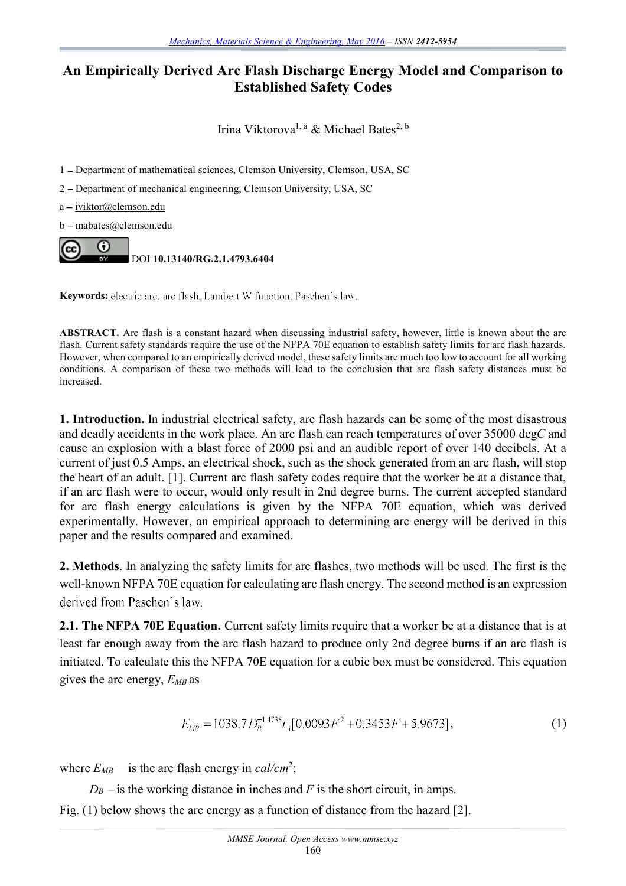# An Empirically Derived Arc Flash Discharge Energy Model and Comparison to Established Safety Codes

Irina Viktorova[1, a] & Michael Bates[2, b]

1 – Department of mathematical sciences, Clemson University, Clemson, USA, SC

2 – Department of mechanical engineering, Clemson University, USA, SC

a – iviktor@clemson.edu

b – mabates@clemson.edu

DOI **10.13140/RG.2.1.4793.6404**

**Keywords:** electric arc, arc flash, Lambert W function, Paschen's law.

**ABSTRACT.** Arc flash is a constant hazard when discussing industrial safety, however, little is known about the arc flash. Current safety standards require the use of the NFPA 70E equation to establish safety limits for arc flash hazards. However, when compared to an empirically derived model, these safety limits are much too low to account for all working conditions. A comparison of these two methods will lead to the conclusion that arc flash safety distances must be increased.

**1. Introduction.** In industrial electrical safety, arc flash hazards can be some of the most disastrous and deadly accidents in the work place. An arc flash can reach temperatures of over 35000 deg*C* and cause an explosion with a blast force of 2000 psi and an audible report of over 140 decibels. At a current of just 0.5 Amps, an electrical shock, such as the shock generated from an arc flash, will stop the heart of an adult. [1]. Current arc flash safety codes require that the worker be at a distance that, if an arc flash were to occur, would only result in 2nd degree burns. The current accepted standard for arc flash energy calculations is given by the NFPA 70E equation, which was derived experimentally. However, an empirical approach to determining arc energy will be derived in this paper and the results compared and examined.

**2. Methods**. In analyzing the safety limits for arc flashes, two methods will be used. The first is the well-known NFPA 70E equation for calculating arc flash energy. The second method is an expression derived from Paschen's law.

**2.1. The NFPA 70E Equation.** Current safety limits require that a worker be at a distance that is at least far enough away from the arc flash hazard to produce only 2nd degree burns if an arc flash is initiated. To calculate this the NFPA 70E equation for a cubic box must be considered. This equation gives the arc energy, $E_{MB}$ as

$$E_{MB} = 1038.7 D_B^{-1.4738} t_A [0.0093F^2 + 0.3453F + 5.9673], \tag{1}$$

where $E_{MB}$ – is the arc flash energy in *cal/cm*$^2$;

$D_B$ – is the working distance in inches and $F$ is the short circuit, in amps.

Fig. (1) below shows the arc energy as a function of distance from the hazard [2].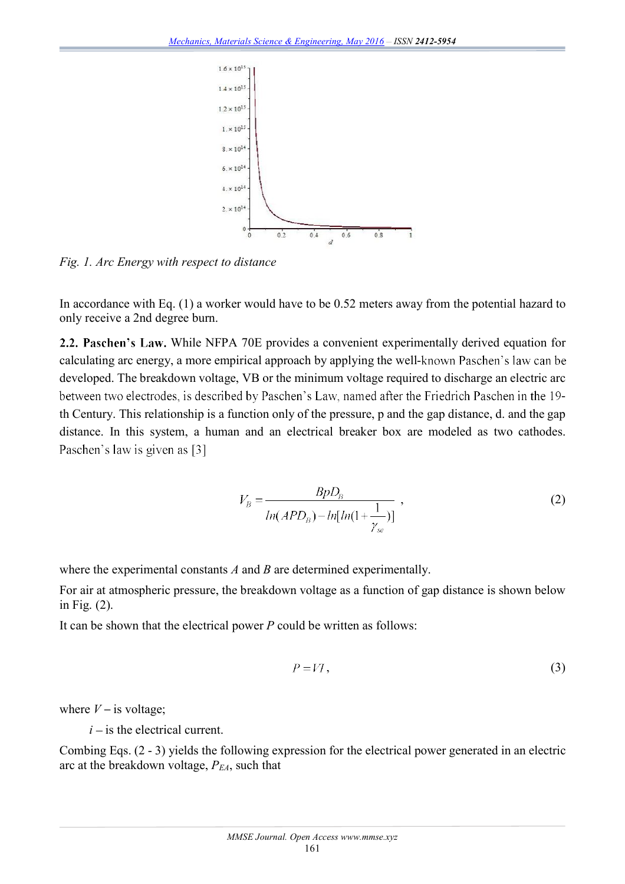Fig. 1. Arc Energy with respect to distance

In accordance with Eq. (1) a worker would have to be 0.52 meters away from the potential hazard to only receive a 2nd degree burn.

**2.2. Paschen's Law.** While NFPA 70E provides a convenient experimentally derived equation for calculating arc energy, a more empirical approach by applying the well-known Paschen's law can be developed. The breakdown voltage, VB or the minimum voltage required to discharge an electric arc between two electrodes, is described by Paschen's Law, named after the Friedrich Paschen in the 19-th Century. This relationship is a function only of the pressure, p and the gap distance, d. and the gap distance. In this system, a human and an electrical breaker box are modeled as two cathodes. Paschen's law is given as [3]

$$V_B = \frac{BpD_B}{ln(APD_B) - ln[ln(1+\frac{1}{\gamma_{se}})]}\ , \tag{2}$$

where the experimental constants *A* and *B* are determined experimentally.

For air at atmospheric pressure, the breakdown voltage as a function of gap distance is shown below in Fig. (2).

It can be shown that the electrical power *P* could be written as follows:

$$P = VI\ , \tag{3}$$

where *V* – is voltage;

*i* – is the electrical current.

Combing Eqs. (2 - 3) yields the following expression for the electrical power generated in an electric arc at the breakdown voltage, $P_{EA}$, such that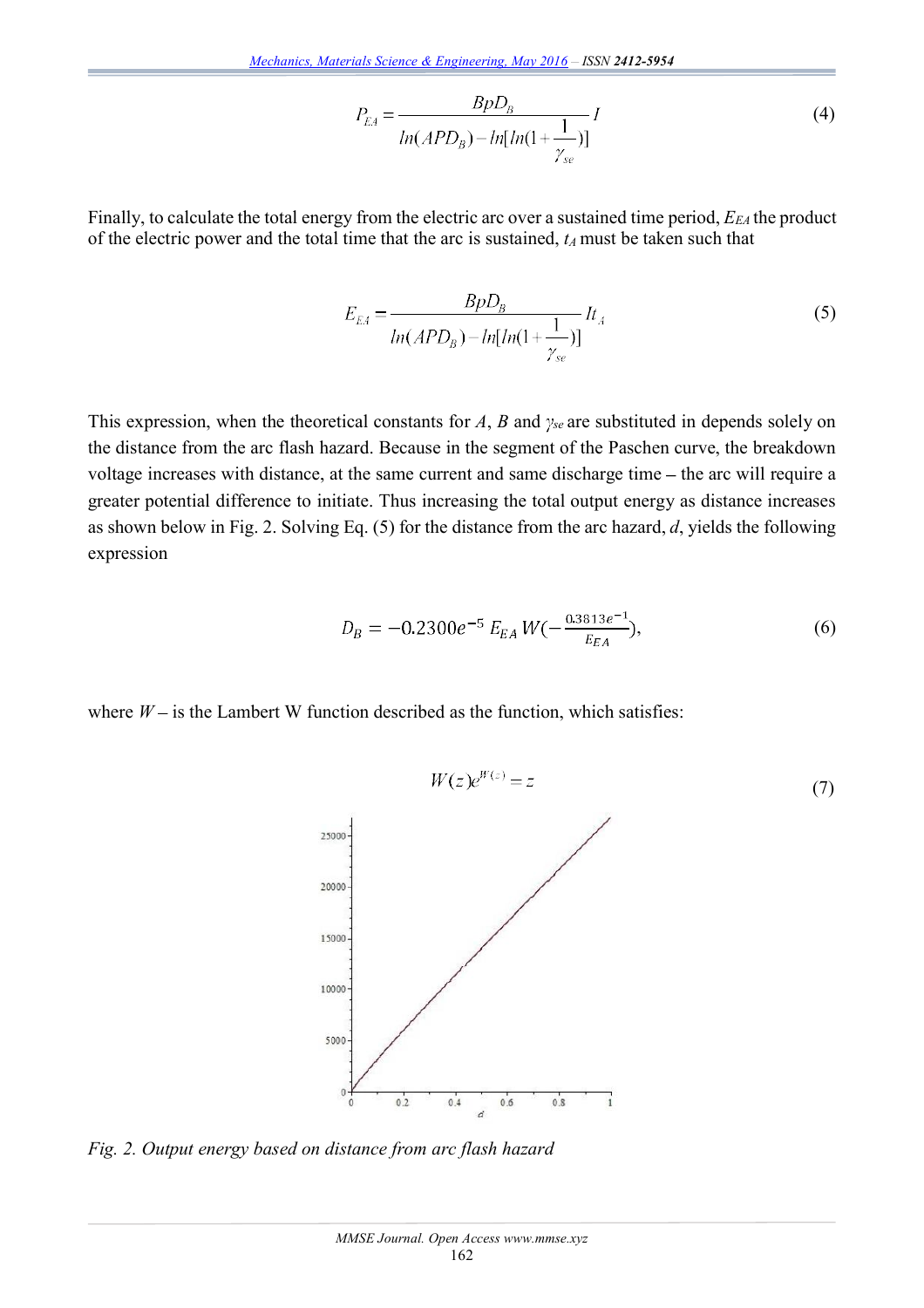$$P_{EA} = \frac{BpD_B}{ln(APD_B) - ln[ln(1 + \frac{1}{\gamma_{se}})]} I \tag{4}$$

Finally, to calculate the total energy from the electric arc over a sustained time period, $E_{EA}$ the product of the electric power and the total time that the arc is sustained, $t_A$ must be taken such that

$$E_{EA} = \frac{BpD_B}{ln(APD_B) - ln[ln(1 + \frac{1}{\gamma_{se}})]} It_A \tag{5}$$

This expression, when the theoretical constants for $A$, $B$ and $\gamma_{se}$ are substituted in depends solely on the distance from the arc flash hazard. Because in the segment of the Paschen curve, the breakdown voltage increases with distance, at the same current and same discharge time – the arc will require a greater potential difference to initiate. Thus increasing the total output energy as distance increases as shown below in Fig. 2. Solving Eq. (5) for the distance from the arc hazard, $d$, yields the following expression

$$D_B = -0.2300e^{-5}\, E_{EA}\, W(-\frac{0.3813e^{-1}}{E_{EA}}), \tag{6}$$

where $W$ – is the Lambert W function described as the function, which satisfies:

$$W(z)e^{W(z)} = z \tag{7}$$

*Fig. 2. Output energy based on distance from arc flash hazard*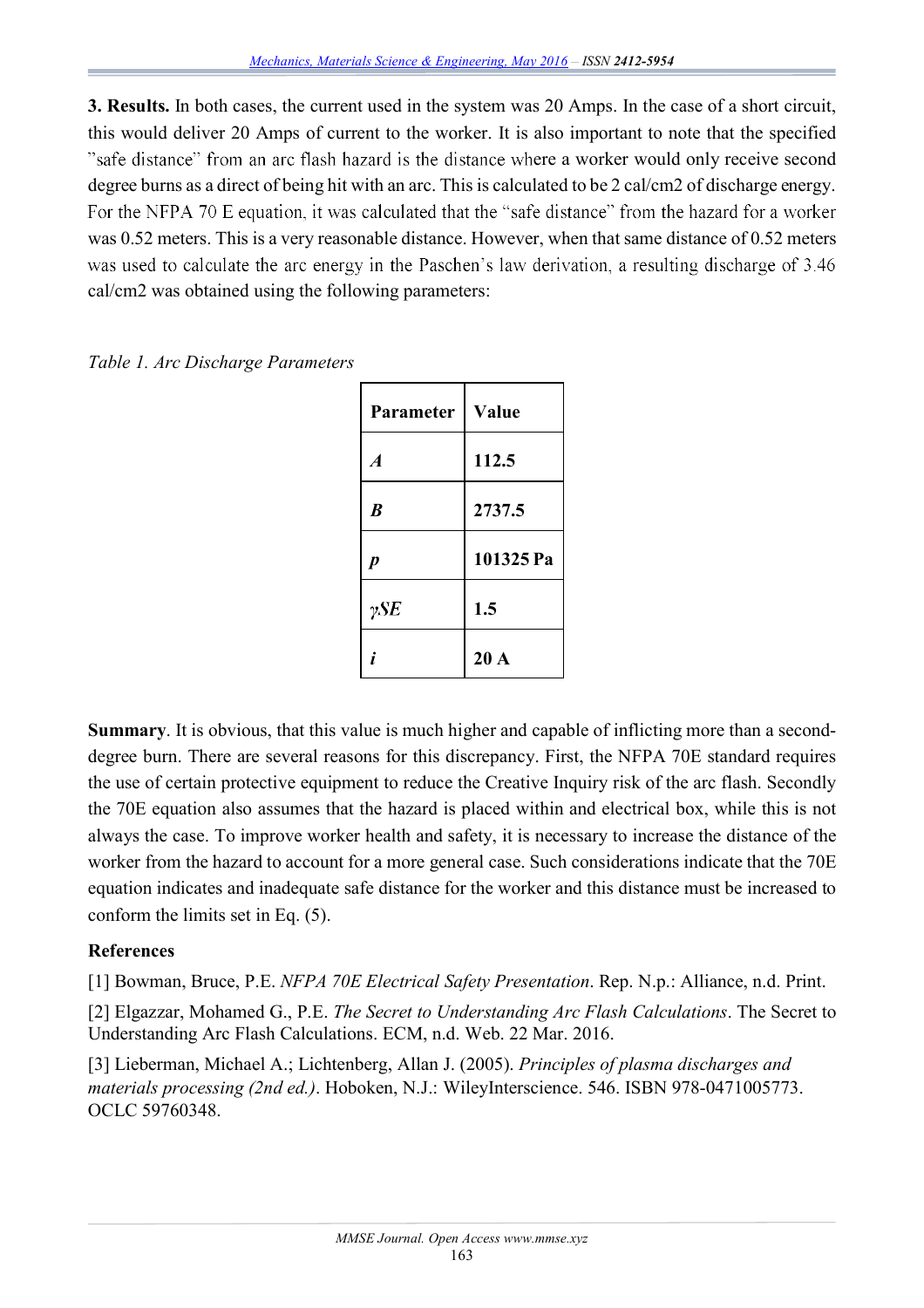**3. Results.** In both cases, the current used in the system was 20 Amps. In the case of a short circuit, this would deliver 20 Amps of current to the worker. It is also important to note that the specified "safe distance" from an arc flash hazard is the distance where a worker would only receive second degree burns as a direct of being hit with an arc. This is calculated to be 2 cal/cm2 of discharge energy. For the NFPA 70 E equation, it was calculated that the "safe distance" from the hazard for a worker was 0.52 meters. This is a very reasonable distance. However, when that same distance of 0.52 meters was used to calculate the arc energy in the Paschen's law derivation, a resulting discharge of 3.46 cal/cm2 was obtained using the following parameters:

*Table 1. Arc Discharge Parameters*

| Parameter | Value |
|---|---|
| $A$ | 112.5 |
| $B$ | 2737.5 |
| $p$ | 101325 Pa |
| $\gamma SE$ | 1.5 |
| $i$ | 20 A |

**Summary**. It is obvious, that this value is much higher and capable of inflicting more than a second-degree burn. There are several reasons for this discrepancy. First, the NFPA 70E standard requires the use of certain protective equipment to reduce the Creative Inquiry risk of the arc flash. Secondly the 70E equation also assumes that the hazard is placed within and electrical box, while this is not always the case. To improve worker health and safety, it is necessary to increase the distance of the worker from the hazard to account for a more general case. Such considerations indicate that the 70E equation indicates and inadequate safe distance for the worker and this distance must be increased to conform the limits set in Eq. (5).

## References

[1] Bowman, Bruce, P.E. *NFPA 70E Electrical Safety Presentation*. Rep. N.p.: Alliance, n.d. Print.

[2] Elgazzar, Mohamed G., P.E. *The Secret to Understanding Arc Flash Calculations*. The Secret to Understanding Arc Flash Calculations. ECM, n.d. Web. 22 Mar. 2016.

[3] Lieberman, Michael A.; Lichtenberg, Allan J. (2005). *Principles of plasma discharges and materials processing (2nd ed.)*. Hoboken, N.J.: WileyInterscience. 546. ISBN 978-0471005773. OCLC 59760348.